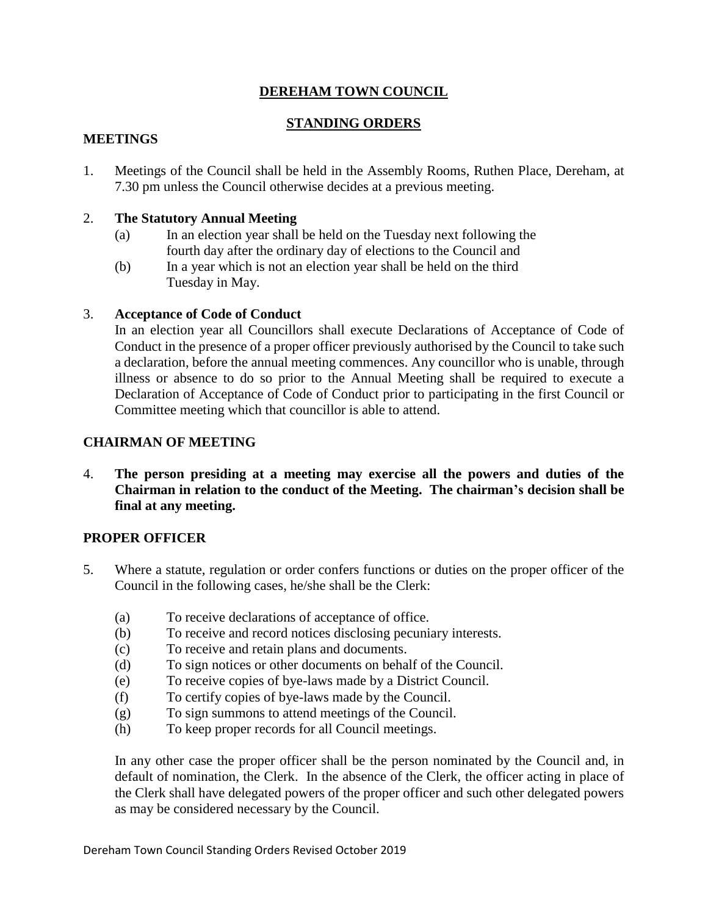# DEREHAM TOWN COUNCIL

## STANDING ORDERS

### MEETINGS

1. Meetings of the Council shall be held in the Assembly Rooms, Ruthen Place, Dereham, at 7.30 pm unless the Council otherwise decides at a previous meeting.

2. **The Statutory Annual Meeting**
   - (a) In an election year shall be held on the Tuesday next following the fourth day after the ordinary day of elections to the Council and
   - (b) In a year which is not an election year shall be held on the third Tuesday in May.

3. **Acceptance of Code of Conduct**

   In an election year all Councillors shall execute Declarations of Acceptance of Code of Conduct in the presence of a proper officer previously authorised by the Council to take such a declaration, before the annual meeting commences. Any councillor who is unable, through illness or absence to do so prior to the Annual Meeting shall be required to execute a Declaration of Acceptance of Code of Conduct prior to participating in the first Council or Committee meeting which that councillor is able to attend.

### CHAIRMAN OF MEETING

4. **The person presiding at a meeting may exercise all the powers and duties of the Chairman in relation to the conduct of the Meeting. The chairman's decision shall be final at any meeting.**

### PROPER OFFICER

5. Where a statute, regulation or order confers functions or duties on the proper officer of the Council in the following cases, he/she shall be the Clerk:

   - (a) To receive declarations of acceptance of office.
   - (b) To receive and record notices disclosing pecuniary interests.
   - (c) To receive and retain plans and documents.
   - (d) To sign notices or other documents on behalf of the Council.
   - (e) To receive copies of bye-laws made by a District Council.
   - (f) To certify copies of bye-laws made by the Council.
   - (g) To sign summons to attend meetings of the Council.
   - (h) To keep proper records for all Council meetings.

   In any other case the proper officer shall be the person nominated by the Council and, in default of nomination, the Clerk. In the absence of the Clerk, the officer acting in place of the Clerk shall have delegated powers of the proper officer and such other delegated powers as may be considered necessary by the Council.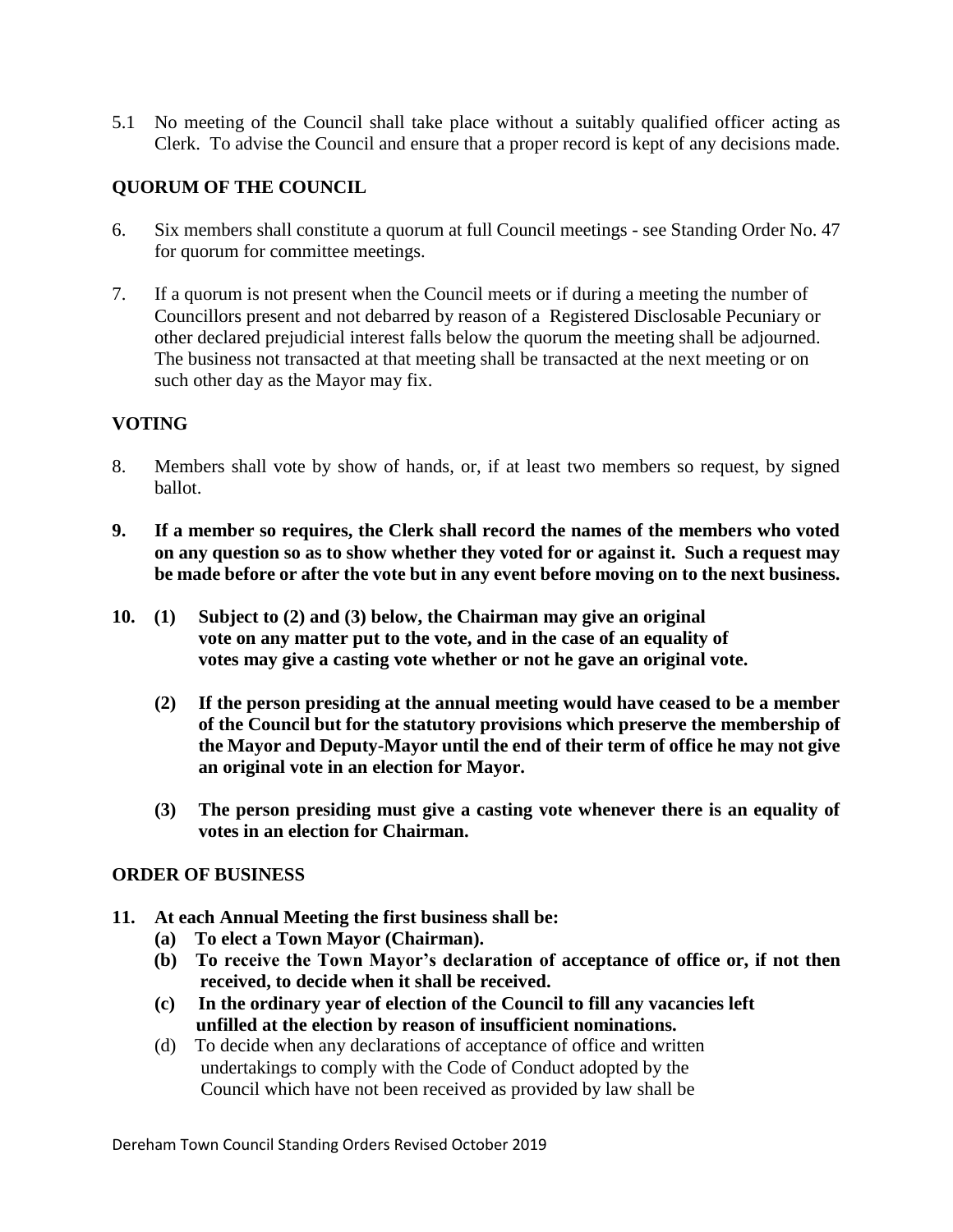5.1 No meeting of the Council shall take place without a suitably qualified officer acting as Clerk. To advise the Council and ensure that a proper record is kept of any decisions made.

## QUORUM OF THE COUNCIL

6. Six members shall constitute a quorum at full Council meetings - see Standing Order No. 47 for quorum for committee meetings.

7. If a quorum is not present when the Council meets or if during a meeting the number of Councillors present and not debarred by reason of a Registered Disclosable Pecuniary or other declared prejudicial interest falls below the quorum the meeting shall be adjourned. The business not transacted at that meeting shall be transacted at the next meeting or on such other day as the Mayor may fix.

## VOTING

8. Members shall vote by show of hands, or, if at least two members so request, by signed ballot.

**9. If a member so requires, the Clerk shall record the names of the members who voted on any question so as to show whether they voted for or against it. Such a request may be made before or after the vote but in any event before moving on to the next business.**

**10. (1) Subject to (2) and (3) below, the Chairman may give an original vote on any matter put to the vote, and in the case of an equality of votes may give a casting vote whether or not he gave an original vote.**

**(2) If the person presiding at the annual meeting would have ceased to be a member of the Council but for the statutory provisions which preserve the membership of the Mayor and Deputy-Mayor until the end of their term of office he may not give an original vote in an election for Mayor.**

**(3) The person presiding must give a casting vote whenever there is an equality of votes in an election for Chairman.**

## ORDER OF BUSINESS

**11. At each Annual Meeting the first business shall be:**

**(a) To elect a Town Mayor (Chairman).**

**(b) To receive the Town Mayor's declaration of acceptance of office or, if not then received, to decide when it shall be received.**

**(c) In the ordinary year of election of the Council to fill any vacancies left unfilled at the election by reason of insufficient nominations.**

(d) To decide when any declarations of acceptance of office and written undertakings to comply with the Code of Conduct adopted by the Council which have not been received as provided by law shall be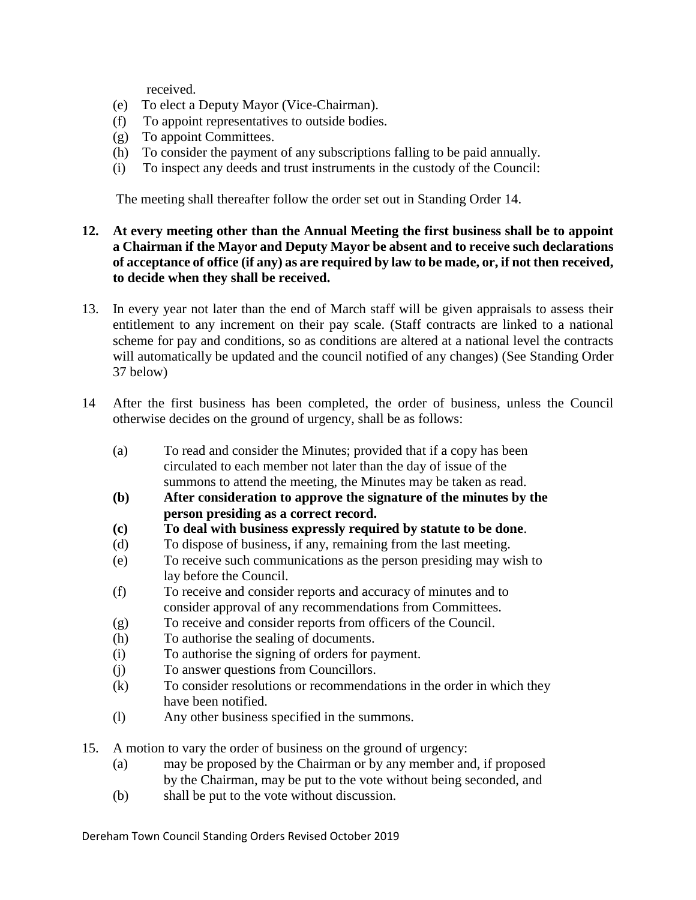received.

(e) To elect a Deputy Mayor (Vice-Chairman).
(f) To appoint representatives to outside bodies.
(g) To appoint Committees.
(h) To consider the payment of any subscriptions falling to be paid annually.
(i) To inspect any deeds and trust instruments in the custody of the Council:

The meeting shall thereafter follow the order set out in Standing Order 14.

**12. At every meeting other than the Annual Meeting the first business shall be to appoint a Chairman if the Mayor and Deputy Mayor be absent and to receive such declarations of acceptance of office (if any) as are required by law to be made, or, if not then received, to decide when they shall be received.**

13. In every year not later than the end of March staff will be given appraisals to assess their entitlement to any increment on their pay scale. (Staff contracts are linked to a national scheme for pay and conditions, so as conditions are altered at a national level the contracts will automatically be updated and the council notified of any changes) (See Standing Order 37 below)

14 After the first business has been completed, the order of business, unless the Council otherwise decides on the ground of urgency, shall be as follows:

(a) To read and consider the Minutes; provided that if a copy has been circulated to each member not later than the day of issue of the summons to attend the meeting, the Minutes may be taken as read.
**(b) After consideration to approve the signature of the minutes by the person presiding as a correct record.**
**(c) To deal with business expressly required by statute to be done**.
(d) To dispose of business, if any, remaining from the last meeting.
(e) To receive such communications as the person presiding may wish to lay before the Council.
(f) To receive and consider reports and accuracy of minutes and to consider approval of any recommendations from Committees.
(g) To receive and consider reports from officers of the Council.
(h) To authorise the sealing of documents.
(i) To authorise the signing of orders for payment.
(j) To answer questions from Councillors.
(k) To consider resolutions or recommendations in the order in which they have been notified.
(l) Any other business specified in the summons.

15. A motion to vary the order of business on the ground of urgency:
(a) may be proposed by the Chairman or by any member and, if proposed by the Chairman, may be put to the vote without being seconded, and
(b) shall be put to the vote without discussion.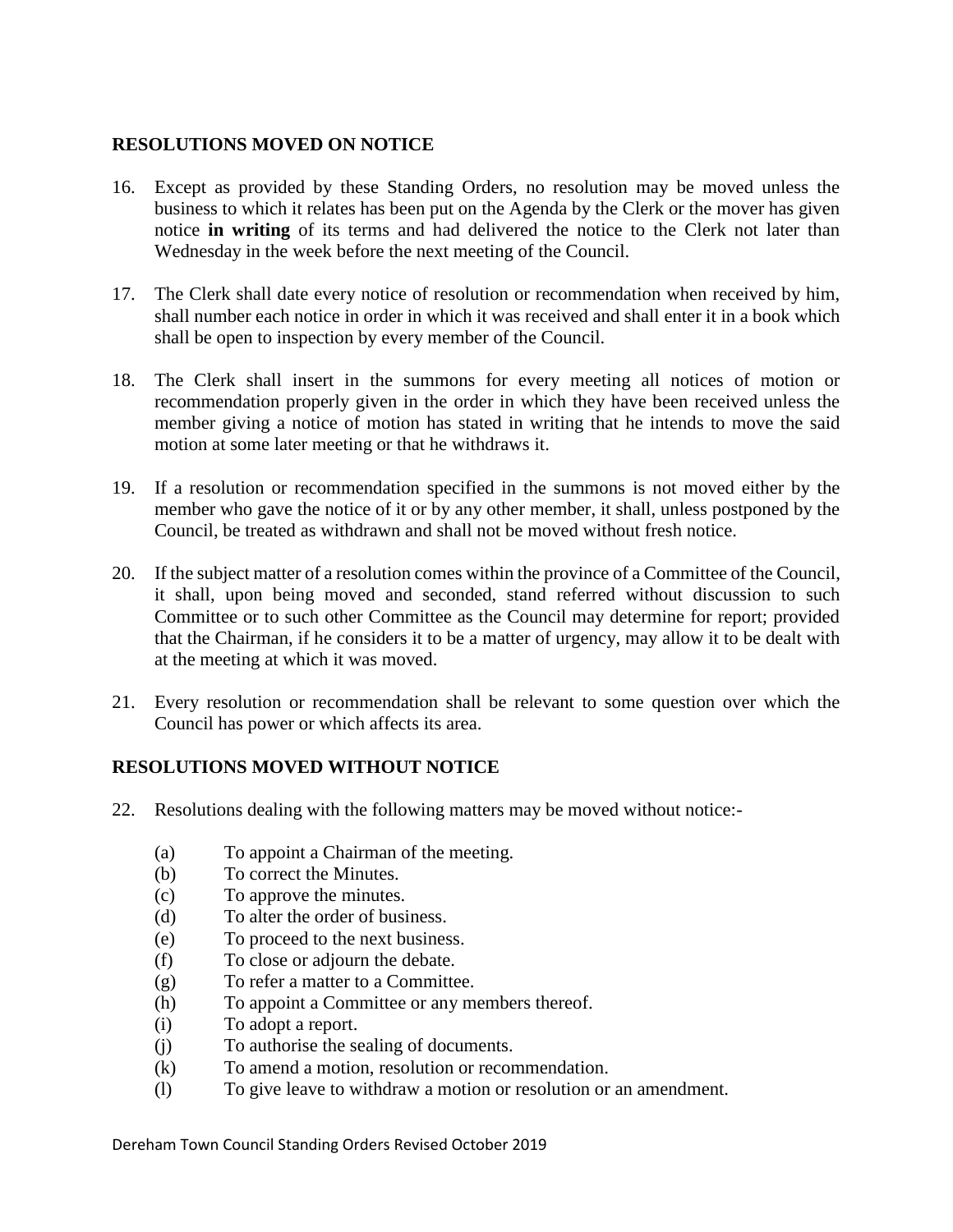## RESOLUTIONS MOVED ON NOTICE

16. Except as provided by these Standing Orders, no resolution may be moved unless the business to which it relates has been put on the Agenda by the Clerk or the mover has given notice **in writing** of its terms and had delivered the notice to the Clerk not later than Wednesday in the week before the next meeting of the Council.

17. The Clerk shall date every notice of resolution or recommendation when received by him, shall number each notice in order in which it was received and shall enter it in a book which shall be open to inspection by every member of the Council.

18. The Clerk shall insert in the summons for every meeting all notices of motion or recommendation properly given in the order in which they have been received unless the member giving a notice of motion has stated in writing that he intends to move the said motion at some later meeting or that he withdraws it.

19. If a resolution or recommendation specified in the summons is not moved either by the member who gave the notice of it or by any other member, it shall, unless postponed by the Council, be treated as withdrawn and shall not be moved without fresh notice.

20. If the subject matter of a resolution comes within the province of a Committee of the Council, it shall, upon being moved and seconded, stand referred without discussion to such Committee or to such other Committee as the Council may determine for report; provided that the Chairman, if he considers it to be a matter of urgency, may allow it to be dealt with at the meeting at which it was moved.

21. Every resolution or recommendation shall be relevant to some question over which the Council has power or which affects its area.

## RESOLUTIONS MOVED WITHOUT NOTICE

22. Resolutions dealing with the following matters may be moved without notice:-

    (a) To appoint a Chairman of the meeting.
    (b) To correct the Minutes.
    (c) To approve the minutes.
    (d) To alter the order of business.
    (e) To proceed to the next business.
    (f) To close or adjourn the debate.
    (g) To refer a matter to a Committee.
    (h) To appoint a Committee or any members thereof.
    (i) To adopt a report.
    (j) To authorise the sealing of documents.
    (k) To amend a motion, resolution or recommendation.
    (l) To give leave to withdraw a motion or resolution or an amendment.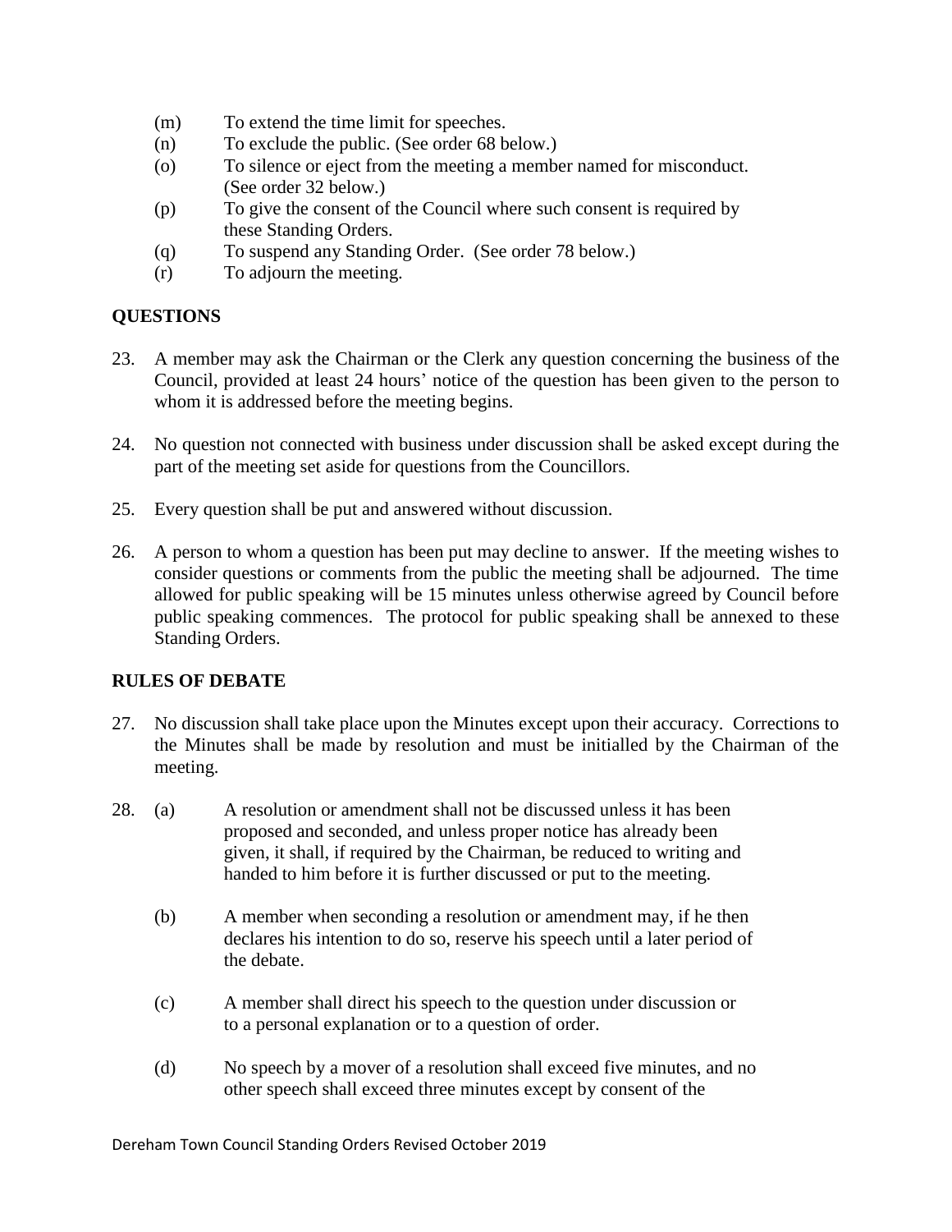(m) To extend the time limit for speeches.
(n) To exclude the public. (See order 68 below.)
(o) To silence or eject from the meeting a member named for misconduct. (See order 32 below.)
(p) To give the consent of the Council where such consent is required by these Standing Orders.
(q) To suspend any Standing Order. (See order 78 below.)
(r) To adjourn the meeting.

## QUESTIONS

23. A member may ask the Chairman or the Clerk any question concerning the business of the Council, provided at least 24 hours' notice of the question has been given to the person to whom it is addressed before the meeting begins.

24. No question not connected with business under discussion shall be asked except during the part of the meeting set aside for questions from the Councillors.

25. Every question shall be put and answered without discussion.

26. A person to whom a question has been put may decline to answer. If the meeting wishes to consider questions or comments from the public the meeting shall be adjourned. The time allowed for public speaking will be 15 minutes unless otherwise agreed by Council before public speaking commences. The protocol for public speaking shall be annexed to these Standing Orders.

## RULES OF DEBATE

27. No discussion shall take place upon the Minutes except upon their accuracy. Corrections to the Minutes shall be made by resolution and must be initialled by the Chairman of the meeting.

28. (a) A resolution or amendment shall not be discussed unless it has been proposed and seconded, and unless proper notice has already been given, it shall, if required by the Chairman, be reduced to writing and handed to him before it is further discussed or put to the meeting.

    (b) A member when seconding a resolution or amendment may, if he then declares his intention to do so, reserve his speech until a later period of the debate.

    (c) A member shall direct his speech to the question under discussion or to a personal explanation or to a question of order.

    (d) No speech by a mover of a resolution shall exceed five minutes, and no other speech shall exceed three minutes except by consent of the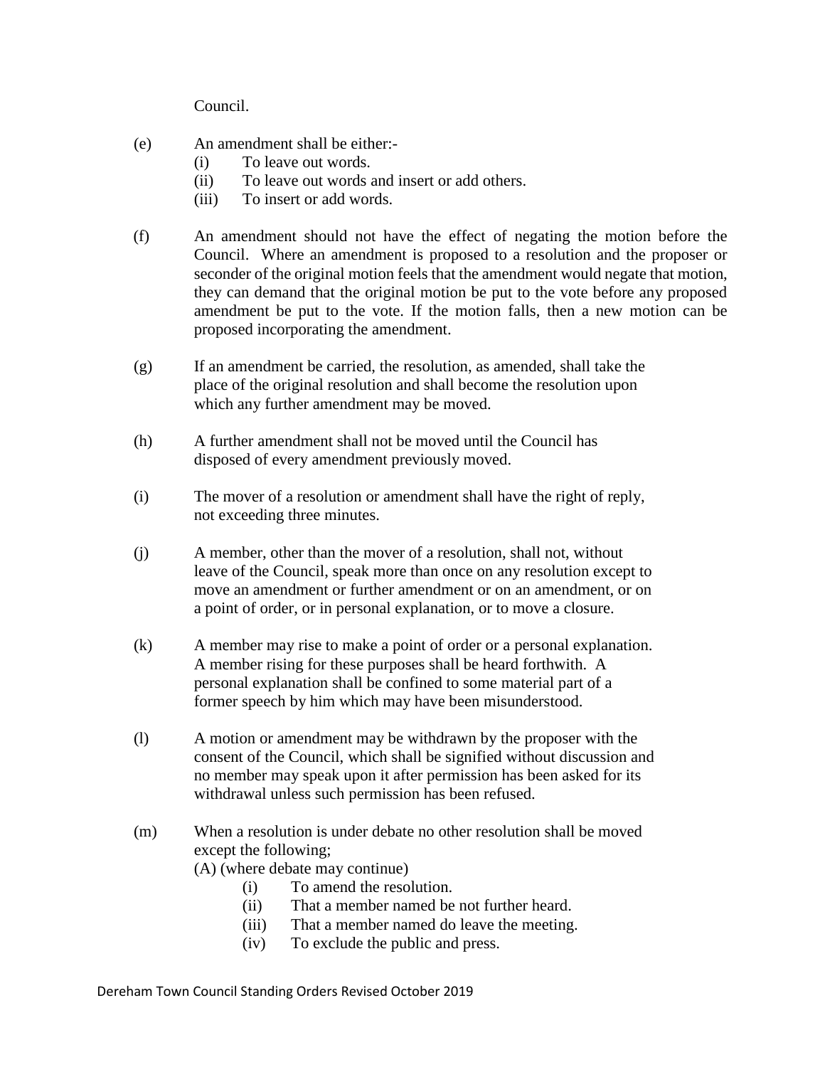Council.

(e) An amendment shall be either:-

  (i) To leave out words.
  (ii) To leave out words and insert or add others.
  (iii) To insert or add words.

(f) An amendment should not have the effect of negating the motion before the Council. Where an amendment is proposed to a resolution and the proposer or seconder of the original motion feels that the amendment would negate that motion, they can demand that the original motion be put to the vote before any proposed amendment be put to the vote. If the motion falls, then a new motion can be proposed incorporating the amendment.

(g) If an amendment be carried, the resolution, as amended, shall take the place of the original resolution and shall become the resolution upon which any further amendment may be moved.

(h) A further amendment shall not be moved until the Council has disposed of every amendment previously moved.

(i) The mover of a resolution or amendment shall have the right of reply, not exceeding three minutes.

(j) A member, other than the mover of a resolution, shall not, without leave of the Council, speak more than once on any resolution except to move an amendment or further amendment or on an amendment, or on a point of order, or in personal explanation, or to move a closure.

(k) A member may rise to make a point of order or a personal explanation. A member rising for these purposes shall be heard forthwith. A personal explanation shall be confined to some material part of a former speech by him which may have been misunderstood.

(l) A motion or amendment may be withdrawn by the proposer with the consent of the Council, which shall be signified without discussion and no member may speak upon it after permission has been asked for its withdrawal unless such permission has been refused.

(m) When a resolution is under debate no other resolution shall be moved except the following;

(A) (where debate may continue)

  (i) To amend the resolution.
  (ii) That a member named be not further heard.
  (iii) That a member named do leave the meeting.
  (iv) To exclude the public and press.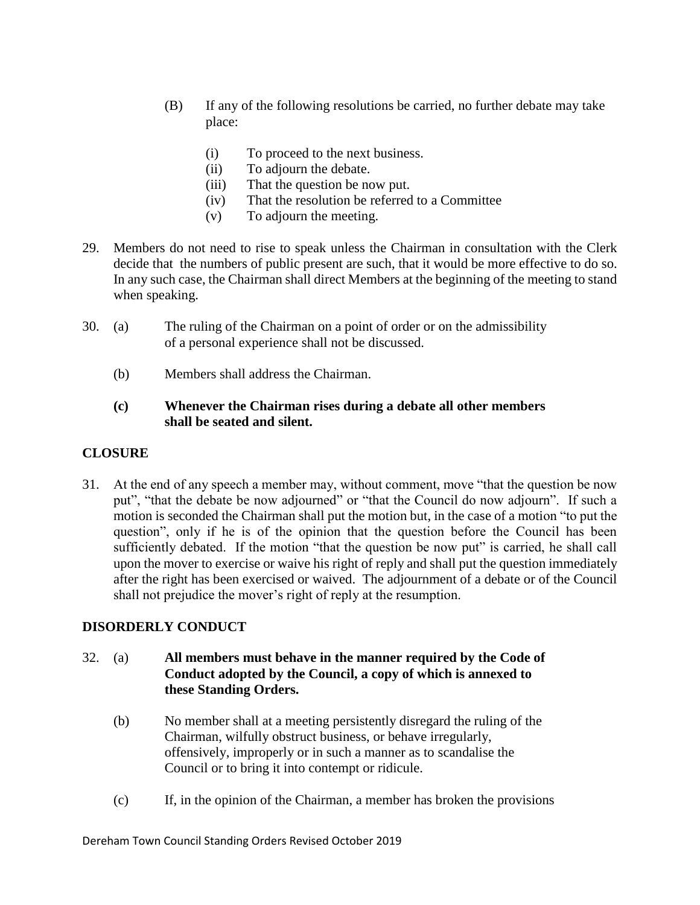(B) If any of the following resolutions be carried, no further debate may take place:

(i) To proceed to the next business.
(ii) To adjourn the debate.
(iii) That the question be now put.
(iv) That the resolution be referred to a Committee
(v) To adjourn the meeting.

29. Members do not need to rise to speak unless the Chairman in consultation with the Clerk decide that the numbers of public present are such, that it would be more effective to do so. In any such case, the Chairman shall direct Members at the beginning of the meeting to stand when speaking.

30. (a) The ruling of the Chairman on a point of order or on the admissibility of a personal experience shall not be discussed.

(b) Members shall address the Chairman.

**(c) Whenever the Chairman rises during a debate all other members shall be seated and silent.**

## CLOSURE

31. At the end of any speech a member may, without comment, move "that the question be now put", "that the debate be now adjourned" or "that the Council do now adjourn". If such a motion is seconded the Chairman shall put the motion but, in the case of a motion "to put the question", only if he is of the opinion that the question before the Council has been sufficiently debated. If the motion "that the question be now put" is carried, he shall call upon the mover to exercise or waive his right of reply and shall put the question immediately after the right has been exercised or waived. The adjournment of a debate or of the Council shall not prejudice the mover's right of reply at the resumption.

## DISORDERLY CONDUCT

32. (a) **All members must behave in the manner required by the Code of Conduct adopted by the Council, a copy of which is annexed to these Standing Orders.**

(b) No member shall at a meeting persistently disregard the ruling of the Chairman, wilfully obstruct business, or behave irregularly, offensively, improperly or in such a manner as to scandalise the Council or to bring it into contempt or ridicule.

(c) If, in the opinion of the Chairman, a member has broken the provisions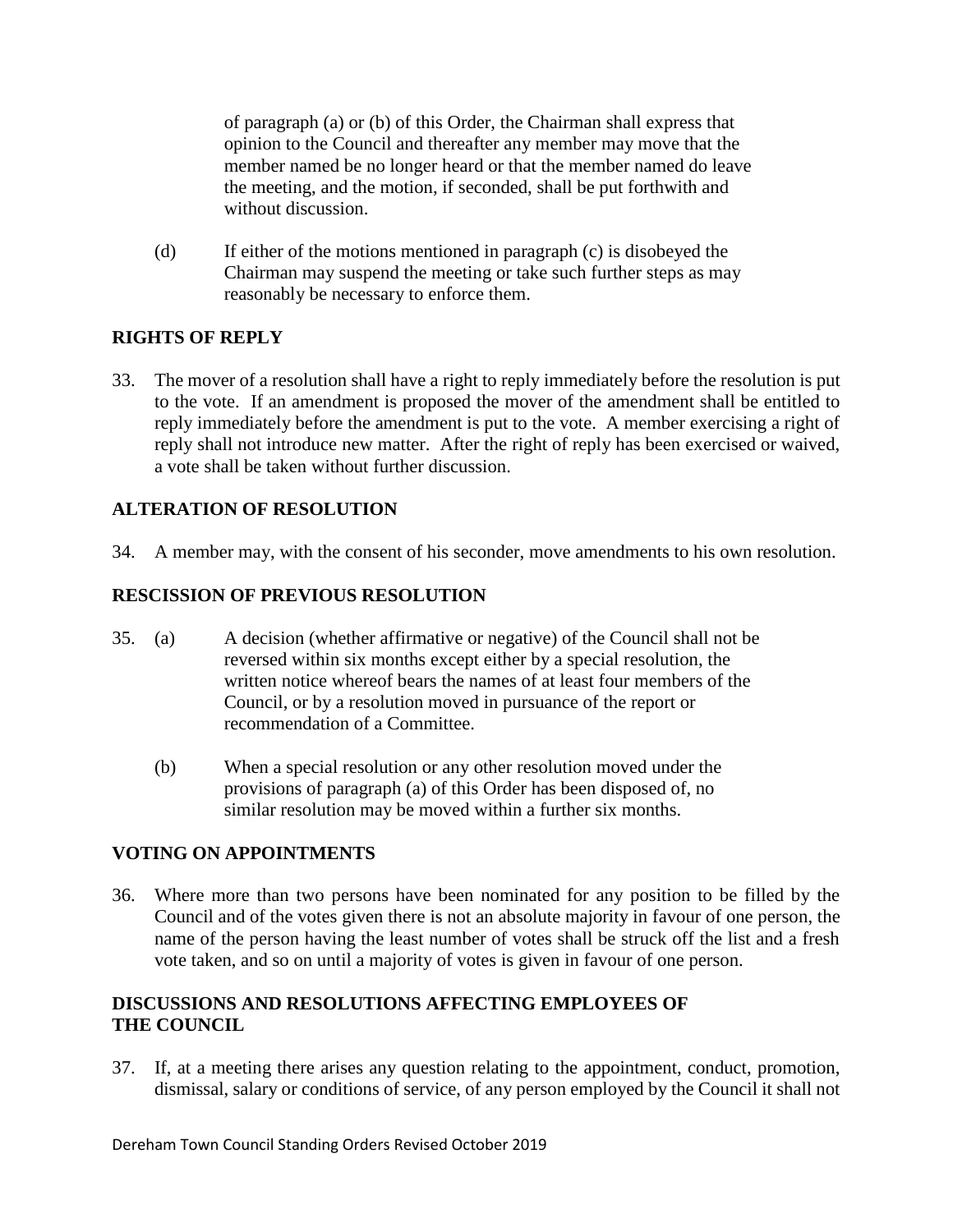of paragraph (a) or (b) of this Order, the Chairman shall express that opinion to the Council and thereafter any member may move that the member named be no longer heard or that the member named do leave the meeting, and the motion, if seconded, shall be put forthwith and without discussion.

(d) If either of the motions mentioned in paragraph (c) is disobeyed the Chairman may suspend the meeting or take such further steps as may reasonably be necessary to enforce them.

## RIGHTS OF REPLY

33. The mover of a resolution shall have a right to reply immediately before the resolution is put to the vote. If an amendment is proposed the mover of the amendment shall be entitled to reply immediately before the amendment is put to the vote. A member exercising a right of reply shall not introduce new matter. After the right of reply has been exercised or waived, a vote shall be taken without further discussion.

## ALTERATION OF RESOLUTION

34. A member may, with the consent of his seconder, move amendments to his own resolution.

## RESCISSION OF PREVIOUS RESOLUTION

35. (a) A decision (whether affirmative or negative) of the Council shall not be reversed within six months except either by a special resolution, the written notice whereof bears the names of at least four members of the Council, or by a resolution moved in pursuance of the report or recommendation of a Committee.

(b) When a special resolution or any other resolution moved under the provisions of paragraph (a) of this Order has been disposed of, no similar resolution may be moved within a further six months.

## VOTING ON APPOINTMENTS

36. Where more than two persons have been nominated for any position to be filled by the Council and of the votes given there is not an absolute majority in favour of one person, the name of the person having the least number of votes shall be struck off the list and a fresh vote taken, and so on until a majority of votes is given in favour of one person.

## DISCUSSIONS AND RESOLUTIONS AFFECTING EMPLOYEES OF THE COUNCIL

37. If, at a meeting there arises any question relating to the appointment, conduct, promotion, dismissal, salary or conditions of service, of any person employed by the Council it shall not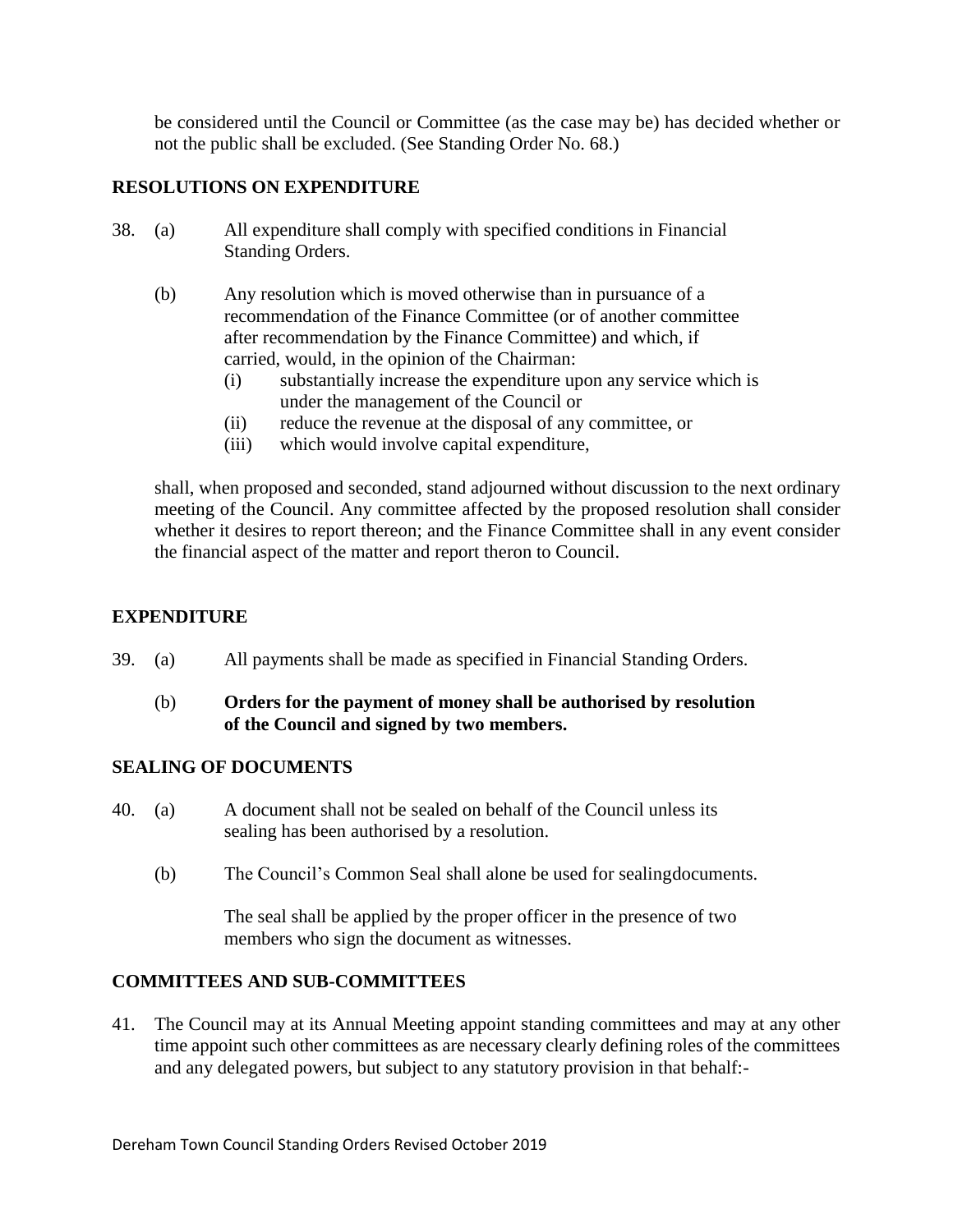be considered until the Council or Committee (as the case may be) has decided whether or not the public shall be excluded. (See Standing Order No. 68.)

## RESOLUTIONS ON EXPENDITURE

38. (a) All expenditure shall comply with specified conditions in Financial Standing Orders.

    (b) Any resolution which is moved otherwise than in pursuance of a recommendation of the Finance Committee (or of another committee after recommendation by the Finance Committee) and which, if carried, would, in the opinion of the Chairman:
    - (i) substantially increase the expenditure upon any service which is under the management of the Council or
    - (ii) reduce the revenue at the disposal of any committee, or
    - (iii) which would involve capital expenditure,

    shall, when proposed and seconded, stand adjourned without discussion to the next ordinary meeting of the Council. Any committee affected by the proposed resolution shall consider whether it desires to report thereon; and the Finance Committee shall in any event consider the financial aspect of the matter and report theron to Council.

## EXPENDITURE

39. (a) All payments shall be made as specified in Financial Standing Orders.

    (b) **Orders for the payment of money shall be authorised by resolution of the Council and signed by two members.**

## SEALING OF DOCUMENTS

40. (a) A document shall not be sealed on behalf of the Council unless its sealing has been authorised by a resolution.

    (b) The Council's Common Seal shall alone be used for sealingdocuments.

    The seal shall be applied by the proper officer in the presence of two members who sign the document as witnesses.

## COMMITTEES AND SUB-COMMITTEES

41. The Council may at its Annual Meeting appoint standing committees and may at any other time appoint such other committees as are necessary clearly defining roles of the committees and any delegated powers, but subject to any statutory provision in that behalf:-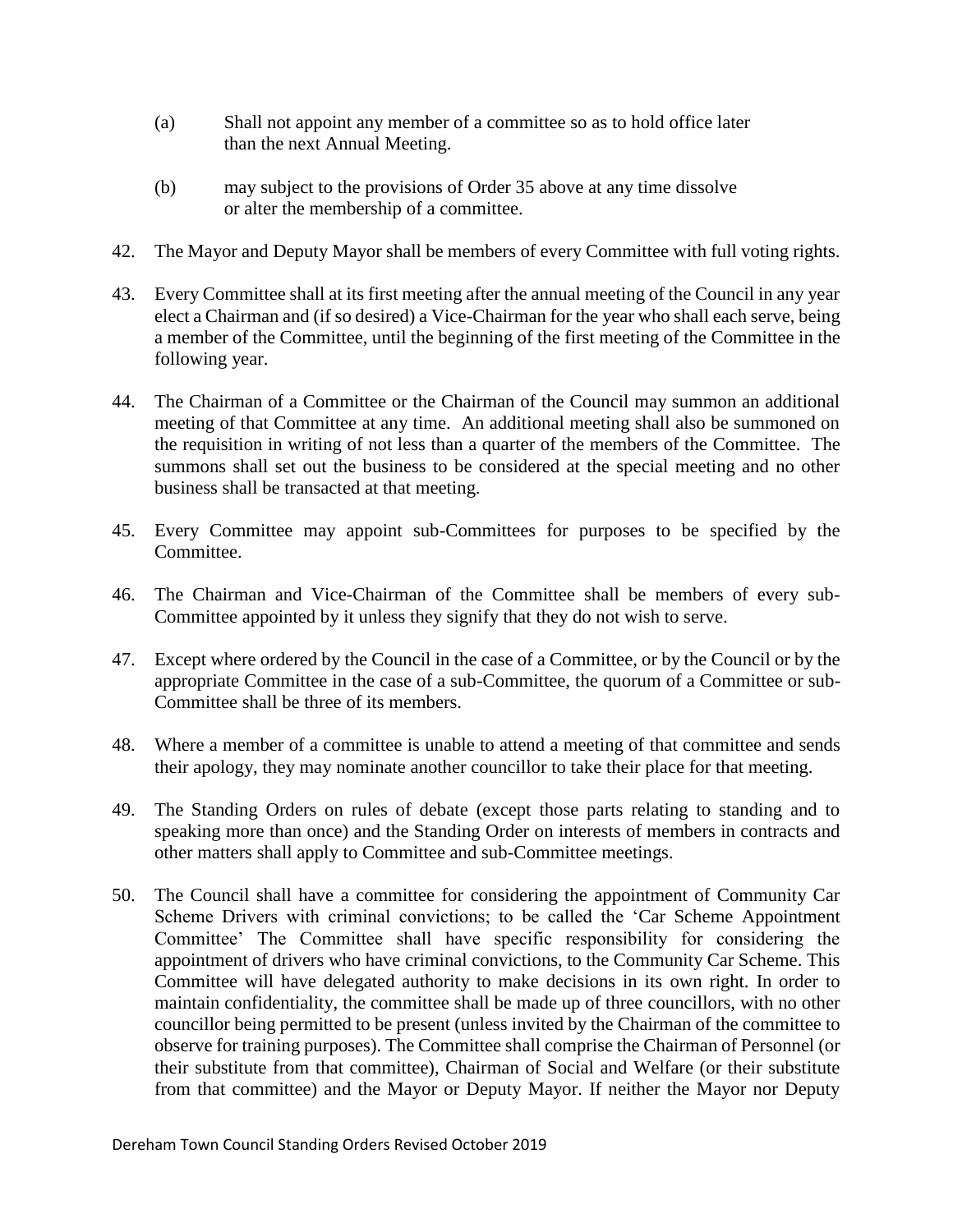(a) Shall not appoint any member of a committee so as to hold office later than the next Annual Meeting.

(b) may subject to the provisions of Order 35 above at any time dissolve or alter the membership of a committee.

42. The Mayor and Deputy Mayor shall be members of every Committee with full voting rights.

43. Every Committee shall at its first meeting after the annual meeting of the Council in any year elect a Chairman and (if so desired) a Vice-Chairman for the year who shall each serve, being a member of the Committee, until the beginning of the first meeting of the Committee in the following year.

44. The Chairman of a Committee or the Chairman of the Council may summon an additional meeting of that Committee at any time. An additional meeting shall also be summoned on the requisition in writing of not less than a quarter of the members of the Committee. The summons shall set out the business to be considered at the special meeting and no other business shall be transacted at that meeting.

45. Every Committee may appoint sub-Committees for purposes to be specified by the Committee.

46. The Chairman and Vice-Chairman of the Committee shall be members of every sub-Committee appointed by it unless they signify that they do not wish to serve.

47. Except where ordered by the Council in the case of a Committee, or by the Council or by the appropriate Committee in the case of a sub-Committee, the quorum of a Committee or sub-Committee shall be three of its members.

48. Where a member of a committee is unable to attend a meeting of that committee and sends their apology, they may nominate another councillor to take their place for that meeting.

49. The Standing Orders on rules of debate (except those parts relating to standing and to speaking more than once) and the Standing Order on interests of members in contracts and other matters shall apply to Committee and sub-Committee meetings.

50. The Council shall have a committee for considering the appointment of Community Car Scheme Drivers with criminal convictions; to be called the 'Car Scheme Appointment Committee' The Committee shall have specific responsibility for considering the appointment of drivers who have criminal convictions, to the Community Car Scheme. This Committee will have delegated authority to make decisions in its own right. In order to maintain confidentiality, the committee shall be made up of three councillors, with no other councillor being permitted to be present (unless invited by the Chairman of the committee to observe for training purposes). The Committee shall comprise the Chairman of Personnel (or their substitute from that committee), Chairman of Social and Welfare (or their substitute from that committee) and the Mayor or Deputy Mayor. If neither the Mayor nor Deputy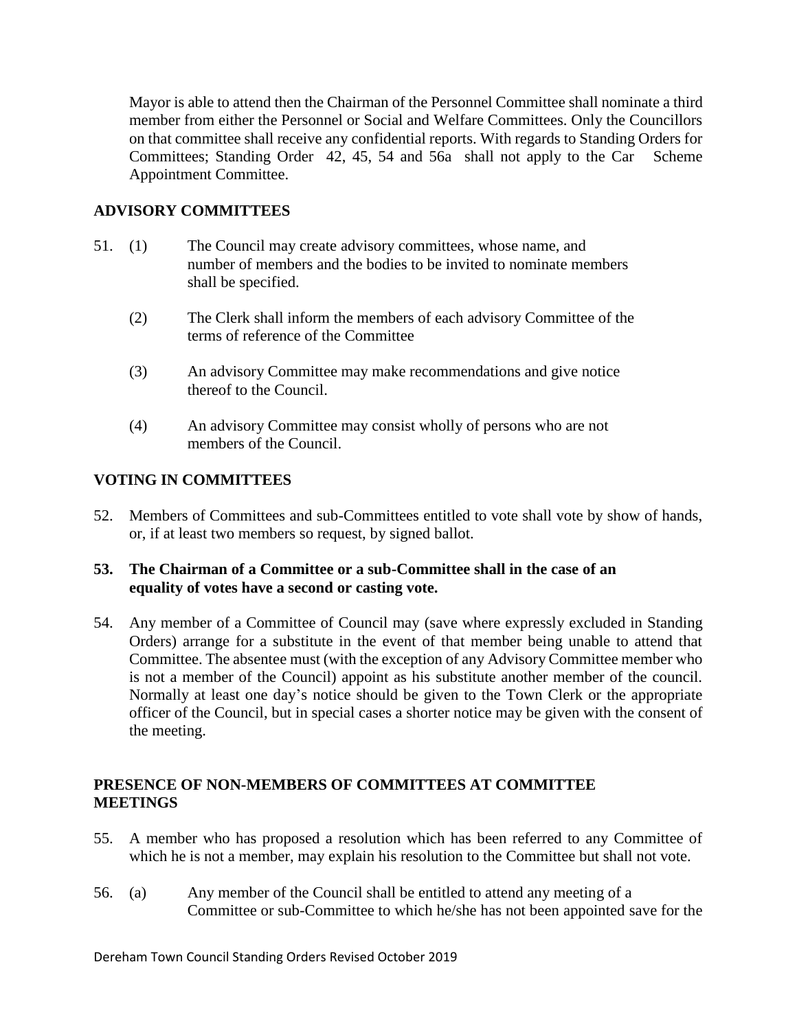Mayor is able to attend then the Chairman of the Personnel Committee shall nominate a third member from either the Personnel or Social and Welfare Committees. Only the Councillors on that committee shall receive any confidential reports. With regards to Standing Orders for Committees; Standing Order 42, 45, 54 and 56a shall not apply to the Car Scheme Appointment Committee.

## ADVISORY COMMITTEES

51. (1) The Council may create advisory committees, whose name, and number of members and the bodies to be invited to nominate members shall be specified.

    (2) The Clerk shall inform the members of each advisory Committee of the terms of reference of the Committee

    (3) An advisory Committee may make recommendations and give notice thereof to the Council.

    (4) An advisory Committee may consist wholly of persons who are not members of the Council.

## VOTING IN COMMITTEES

52. Members of Committees and sub-Committees entitled to vote shall vote by show of hands, or, if at least two members so request, by signed ballot.

**53. The Chairman of a Committee or a sub-Committee shall in the case of an equality of votes have a second or casting vote.**

54. Any member of a Committee of Council may (save where expressly excluded in Standing Orders) arrange for a substitute in the event of that member being unable to attend that Committee. The absentee must (with the exception of any Advisory Committee member who is not a member of the Council) appoint as his substitute another member of the council. Normally at least one day's notice should be given to the Town Clerk or the appropriate officer of the Council, but in special cases a shorter notice may be given with the consent of the meeting.

## PRESENCE OF NON-MEMBERS OF COMMITTEES AT COMMITTEE MEETINGS

55. A member who has proposed a resolution which has been referred to any Committee of which he is not a member, may explain his resolution to the Committee but shall not vote.

56. (a) Any member of the Council shall be entitled to attend any meeting of a Committee or sub-Committee to which he/she has not been appointed save for the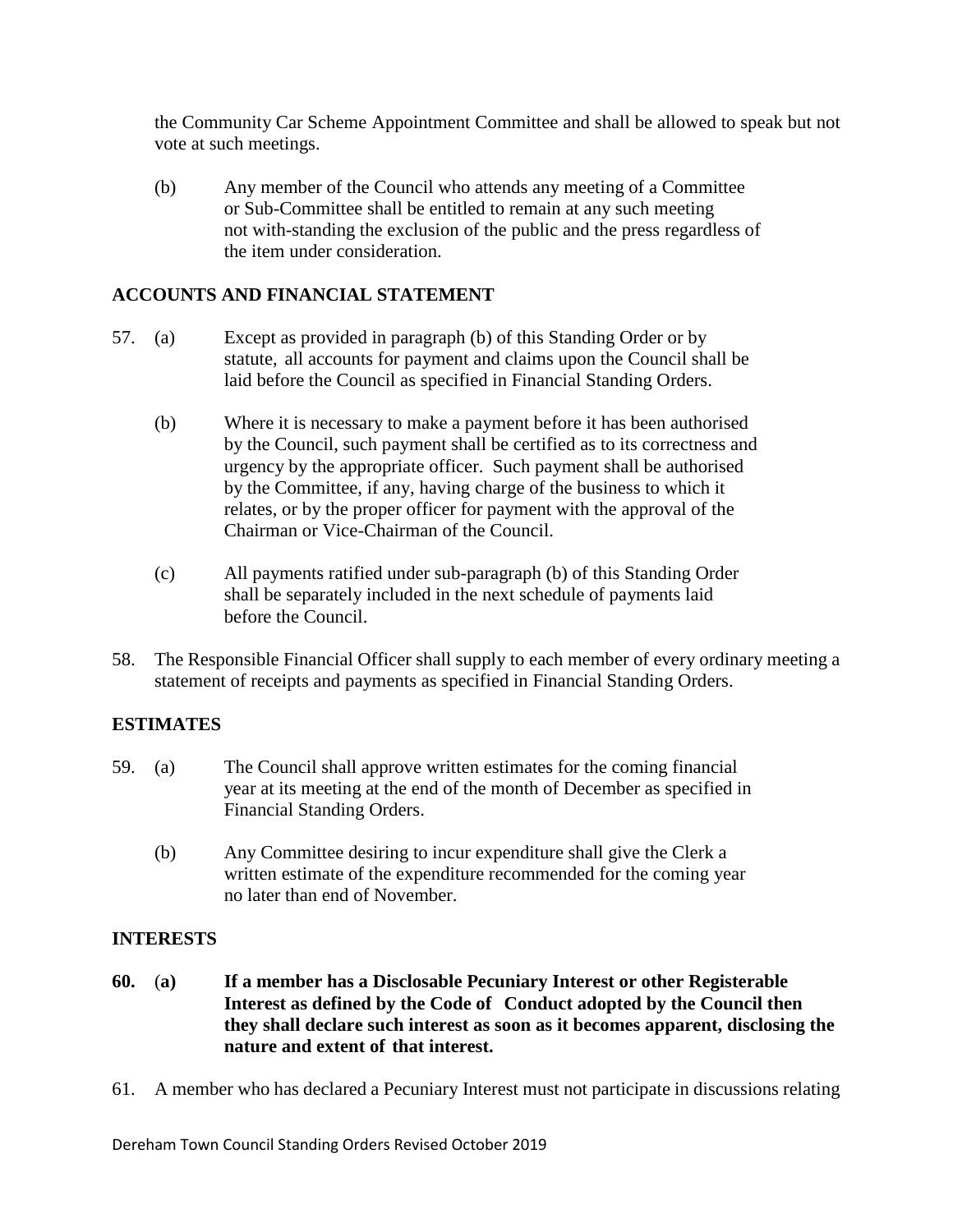the Community Car Scheme Appointment Committee and shall be allowed to speak but not vote at such meetings.

(b) Any member of the Council who attends any meeting of a Committee or Sub-Committee shall be entitled to remain at any such meeting not with-standing the exclusion of the public and the press regardless of the item under consideration.

## ACCOUNTS AND FINANCIAL STATEMENT

57. (a) Except as provided in paragraph (b) of this Standing Order or by statute, all accounts for payment and claims upon the Council shall be laid before the Council as specified in Financial Standing Orders.

    (b) Where it is necessary to make a payment before it has been authorised by the Council, such payment shall be certified as to its correctness and urgency by the appropriate officer. Such payment shall be authorised by the Committee, if any, having charge of the business to which it relates, or by the proper officer for payment with the approval of the Chairman or Vice-Chairman of the Council.

    (c) All payments ratified under sub-paragraph (b) of this Standing Order shall be separately included in the next schedule of payments laid before the Council.

58. The Responsible Financial Officer shall supply to each member of every ordinary meeting a statement of receipts and payments as specified in Financial Standing Orders.

## ESTIMATES

59. (a) The Council shall approve written estimates for the coming financial year at its meeting at the end of the month of December as specified in Financial Standing Orders.

    (b) Any Committee desiring to incur expenditure shall give the Clerk a written estimate of the expenditure recommended for the coming year no later than end of November.

## INTERESTS

**60. (a) If a member has a Disclosable Pecuniary Interest or other Registerable Interest as defined by the Code of Conduct adopted by the Council then they shall declare such interest as soon as it becomes apparent, disclosing the nature and extent of that interest.**

61. A member who has declared a Pecuniary Interest must not participate in discussions relating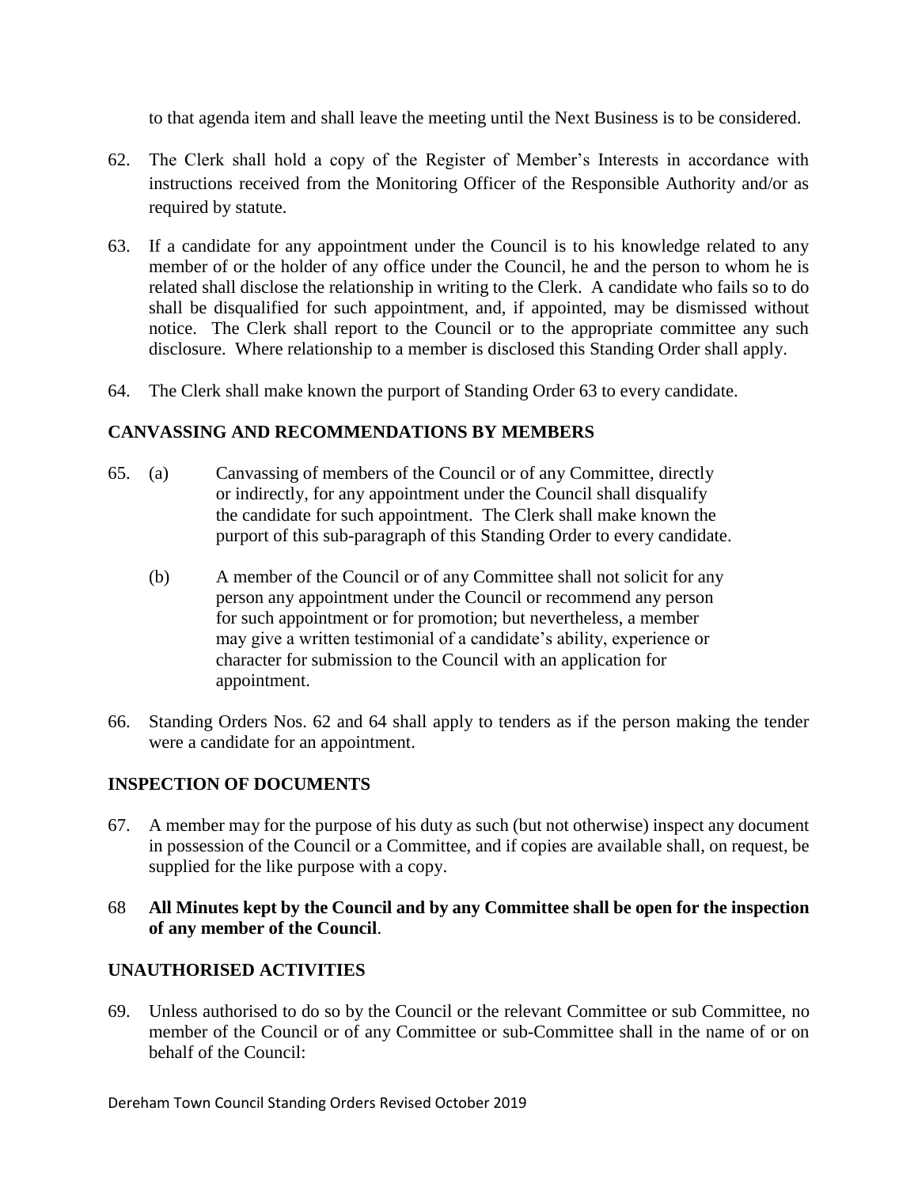to that agenda item and shall leave the meeting until the Next Business is to be considered.

62. The Clerk shall hold a copy of the Register of Member's Interests in accordance with instructions received from the Monitoring Officer of the Responsible Authority and/or as required by statute.

63. If a candidate for any appointment under the Council is to his knowledge related to any member of or the holder of any office under the Council, he and the person to whom he is related shall disclose the relationship in writing to the Clerk. A candidate who fails so to do shall be disqualified for such appointment, and, if appointed, may be dismissed without notice. The Clerk shall report to the Council or to the appropriate committee any such disclosure. Where relationship to a member is disclosed this Standing Order shall apply.

64. The Clerk shall make known the purport of Standing Order 63 to every candidate.

## CANVASSING AND RECOMMENDATIONS BY MEMBERS

65. (a) Canvassing of members of the Council or of any Committee, directly or indirectly, for any appointment under the Council shall disqualify the candidate for such appointment. The Clerk shall make known the purport of this sub-paragraph of this Standing Order to every candidate.

    (b) A member of the Council or of any Committee shall not solicit for any person any appointment under the Council or recommend any person for such appointment or for promotion; but nevertheless, a member may give a written testimonial of a candidate's ability, experience or character for submission to the Council with an application for appointment.

66. Standing Orders Nos. 62 and 64 shall apply to tenders as if the person making the tender were a candidate for an appointment.

## INSPECTION OF DOCUMENTS

67. A member may for the purpose of his duty as such (but not otherwise) inspect any document in possession of the Council or a Committee, and if copies are available shall, on request, be supplied for the like purpose with a copy.

68 **All Minutes kept by the Council and by any Committee shall be open for the inspection of any member of the Council**.

## UNAUTHORISED ACTIVITIES

69. Unless authorised to do so by the Council or the relevant Committee or sub Committee, no member of the Council or of any Committee or sub-Committee shall in the name of or on behalf of the Council: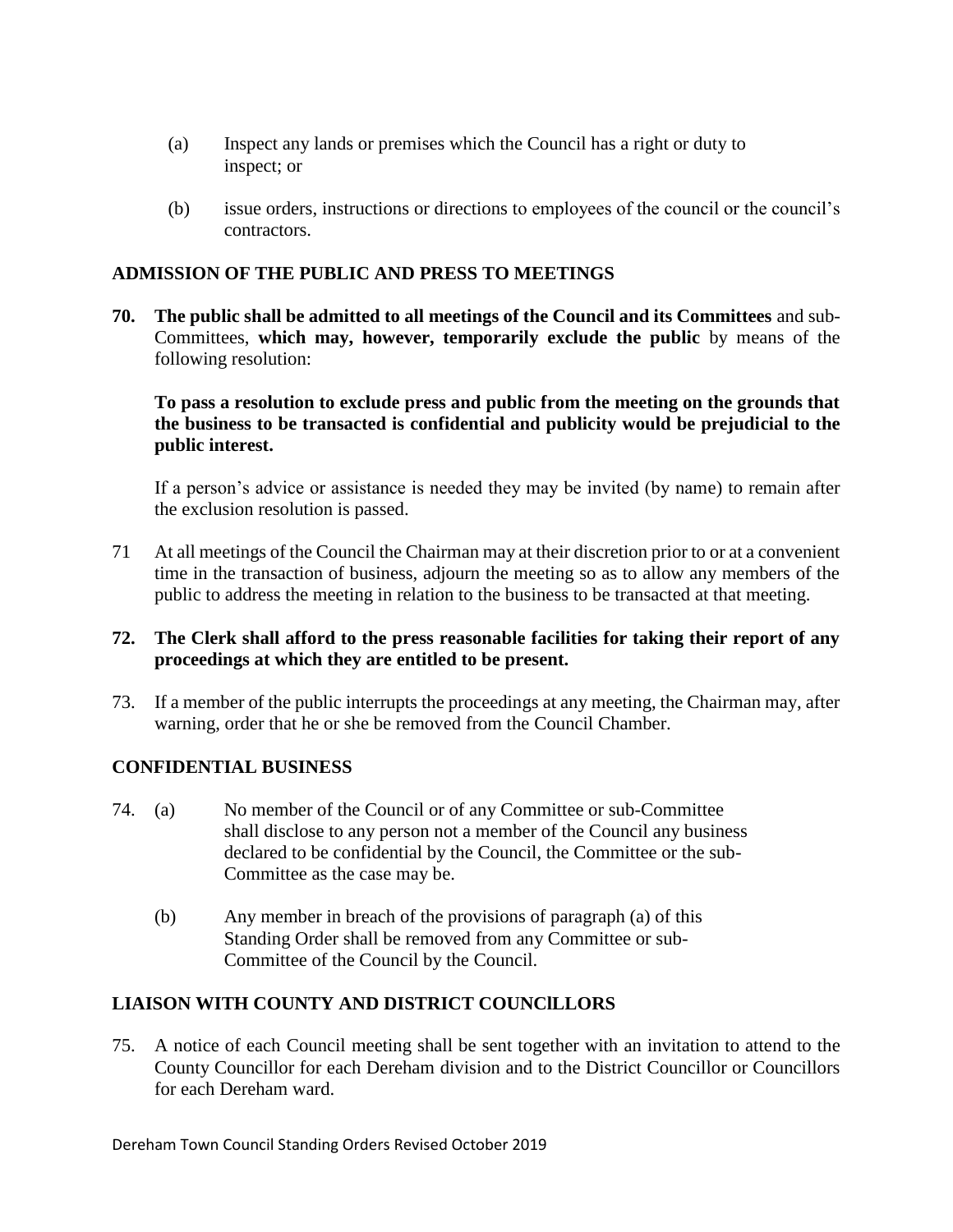(a) Inspect any lands or premises which the Council has a right or duty to inspect; or

(b) issue orders, instructions or directions to employees of the council or the council's contractors.

## ADMISSION OF THE PUBLIC AND PRESS TO MEETINGS

**70. The public shall be admitted to all meetings of the Council and its Committees** and sub-Committees, **which may, however, temporarily exclude the public** by means of the following resolution:

**To pass a resolution to exclude press and public from the meeting on the grounds that the business to be transacted is confidential and publicity would be prejudicial to the public interest.**

If a person's advice or assistance is needed they may be invited (by name) to remain after the exclusion resolution is passed.

71 At all meetings of the Council the Chairman may at their discretion prior to or at a convenient time in the transaction of business, adjourn the meeting so as to allow any members of the public to address the meeting in relation to the business to be transacted at that meeting.

**72. The Clerk shall afford to the press reasonable facilities for taking their report of any proceedings at which they are entitled to be present.**

73. If a member of the public interrupts the proceedings at any meeting, the Chairman may, after warning, order that he or she be removed from the Council Chamber.

## CONFIDENTIAL BUSINESS

74. (a) No member of the Council or of any Committee or sub-Committee shall disclose to any person not a member of the Council any business declared to be confidential by the Council, the Committee or the sub-Committee as the case may be.

(b) Any member in breach of the provisions of paragraph (a) of this Standing Order shall be removed from any Committee or sub-Committee of the Council by the Council.

## LIAISON WITH COUNTY AND DISTRICT COUNCILLORS

75. A notice of each Council meeting shall be sent together with an invitation to attend to the County Councillor for each Dereham division and to the District Councillor or Councillors for each Dereham ward.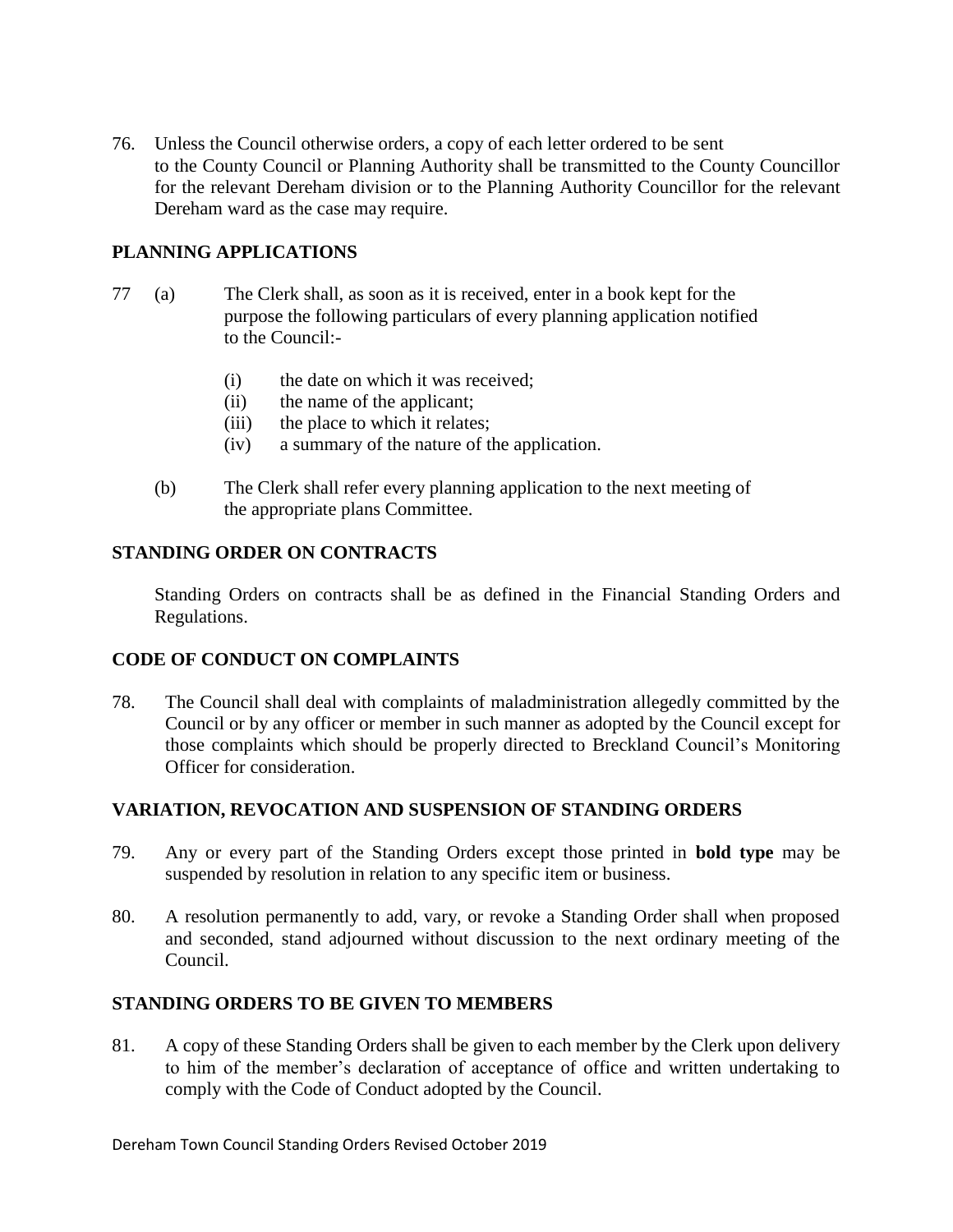76. Unless the Council otherwise orders, a copy of each letter ordered to be sent to the County Council or Planning Authority shall be transmitted to the County Councillor for the relevant Dereham division or to the Planning Authority Councillor for the relevant Dereham ward as the case may require.

## PLANNING APPLICATIONS

77 (a) The Clerk shall, as soon as it is received, enter in a book kept for the purpose the following particulars of every planning application notified to the Council:-

   (i) the date on which it was received;
   (ii) the name of the applicant;
   (iii) the place to which it relates;
   (iv) a summary of the nature of the application.

(b) The Clerk shall refer every planning application to the next meeting of the appropriate plans Committee.

## STANDING ORDER ON CONTRACTS

Standing Orders on contracts shall be as defined in the Financial Standing Orders and Regulations.

## CODE OF CONDUCT ON COMPLAINTS

78. The Council shall deal with complaints of maladministration allegedly committed by the Council or by any officer or member in such manner as adopted by the Council except for those complaints which should be properly directed to Breckland Council's Monitoring Officer for consideration.

## VARIATION, REVOCATION AND SUSPENSION OF STANDING ORDERS

79. Any or every part of the Standing Orders except those printed in **bold type** may be suspended by resolution in relation to any specific item or business.

80. A resolution permanently to add, vary, or revoke a Standing Order shall when proposed and seconded, stand adjourned without discussion to the next ordinary meeting of the Council.

## STANDING ORDERS TO BE GIVEN TO MEMBERS

81. A copy of these Standing Orders shall be given to each member by the Clerk upon delivery to him of the member's declaration of acceptance of office and written undertaking to comply with the Code of Conduct adopted by the Council.